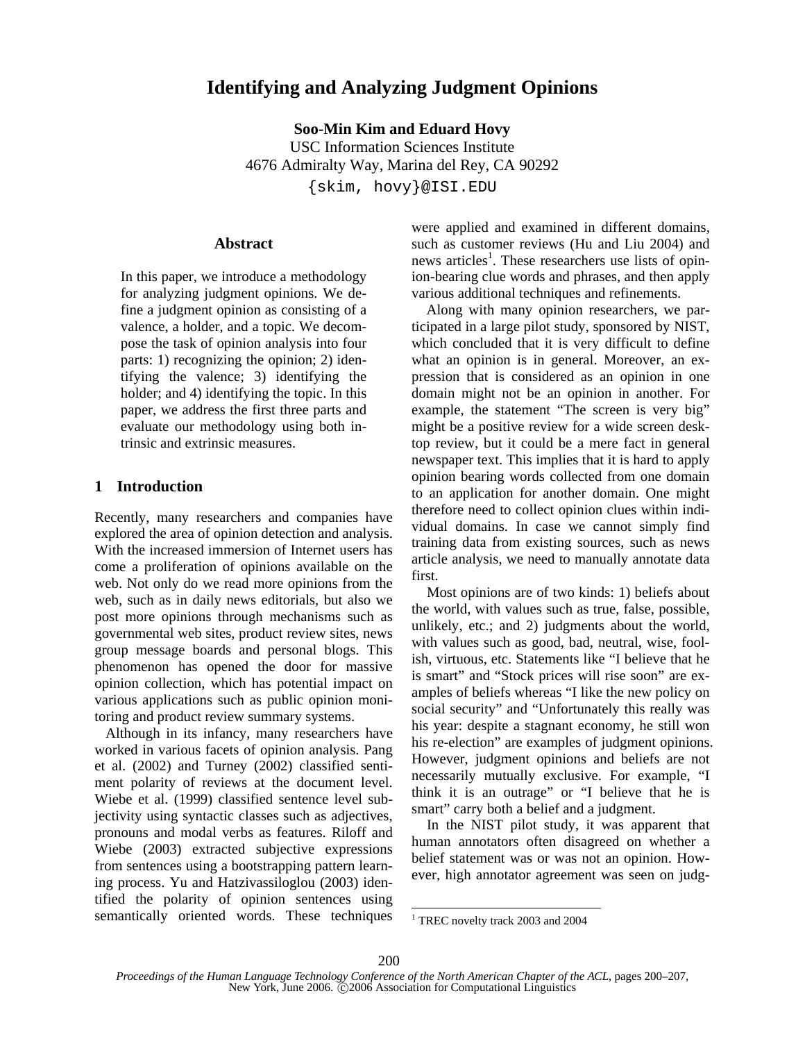# Identifying and Analyzing Judgment Opinions

**Soo-Min Kim and Eduard Hovy**
USC Information Sciences Institute
4676 Admiralty Way, Marina del Rey, CA 90292
{skim, hovy}@ISI.EDU

## Abstract

In this paper, we introduce a methodology for analyzing judgment opinions. We define a judgment opinion as consisting of a valence, a holder, and a topic. We decompose the task of opinion analysis into four parts: 1) recognizing the opinion; 2) identifying the valence; 3) identifying the holder; and 4) identifying the topic. In this paper, we address the first three parts and evaluate our methodology using both intrinsic and extrinsic measures.

## 1 Introduction

Recently, many researchers and companies have explored the area of opinion detection and analysis. With the increased immersion of Internet users has come a proliferation of opinions available on the web. Not only do we read more opinions from the web, such as in daily news editorials, but also we post more opinions through mechanisms such as governmental web sites, product review sites, news group message boards and personal blogs. This phenomenon has opened the door for massive opinion collection, which has potential impact on various applications such as public opinion monitoring and product review summary systems.

Although in its infancy, many researchers have worked in various facets of opinion analysis. Pang et al. (2002) and Turney (2002) classified sentiment polarity of reviews at the document level. Wiebe et al. (1999) classified sentence level subjectivity using syntactic classes such as adjectives, pronouns and modal verbs as features. Riloff and Wiebe (2003) extracted subjective expressions from sentences using a bootstrapping pattern learning process. Yu and Hatzivassiloglou (2003) identified the polarity of opinion sentences using semantically oriented words. These techniques were applied and examined in different domains, such as customer reviews (Hu and Liu 2004) and news articles[1]. These researchers use lists of opinion-bearing clue words and phrases, and then apply various additional techniques and refinements.

Along with many opinion researchers, we participated in a large pilot study, sponsored by NIST, which concluded that it is very difficult to define what an opinion is in general. Moreover, an expression that is considered as an opinion in one domain might not be an opinion in another. For example, the statement "The screen is very big" might be a positive review for a wide screen desktop review, but it could be a mere fact in general newspaper text. This implies that it is hard to apply opinion bearing words collected from one domain to an application for another domain. One might therefore need to collect opinion clues within individual domains. In case we cannot simply find training data from existing sources, such as news article analysis, we need to manually annotate data first.

Most opinions are of two kinds: 1) beliefs about the world, with values such as true, false, possible, unlikely, etc.; and 2) judgments about the world, with values such as good, bad, neutral, wise, foolish, virtuous, etc. Statements like "I believe that he is smart" and "Stock prices will rise soon" are examples of beliefs whereas "I like the new policy on social security" and "Unfortunately this really was his year: despite a stagnant economy, he still won his re-election" are examples of judgment opinions. However, judgment opinions and beliefs are not necessarily mutually exclusive. For example, "I think it is an outrage" or "I believe that he is smart" carry both a belief and a judgment.

In the NIST pilot study, it was apparent that human annotators often disagreed on whether a belief statement was or was not an opinion. However, high annotator agreement was seen on judg-

[1] TREC novelty track 2003 and 2004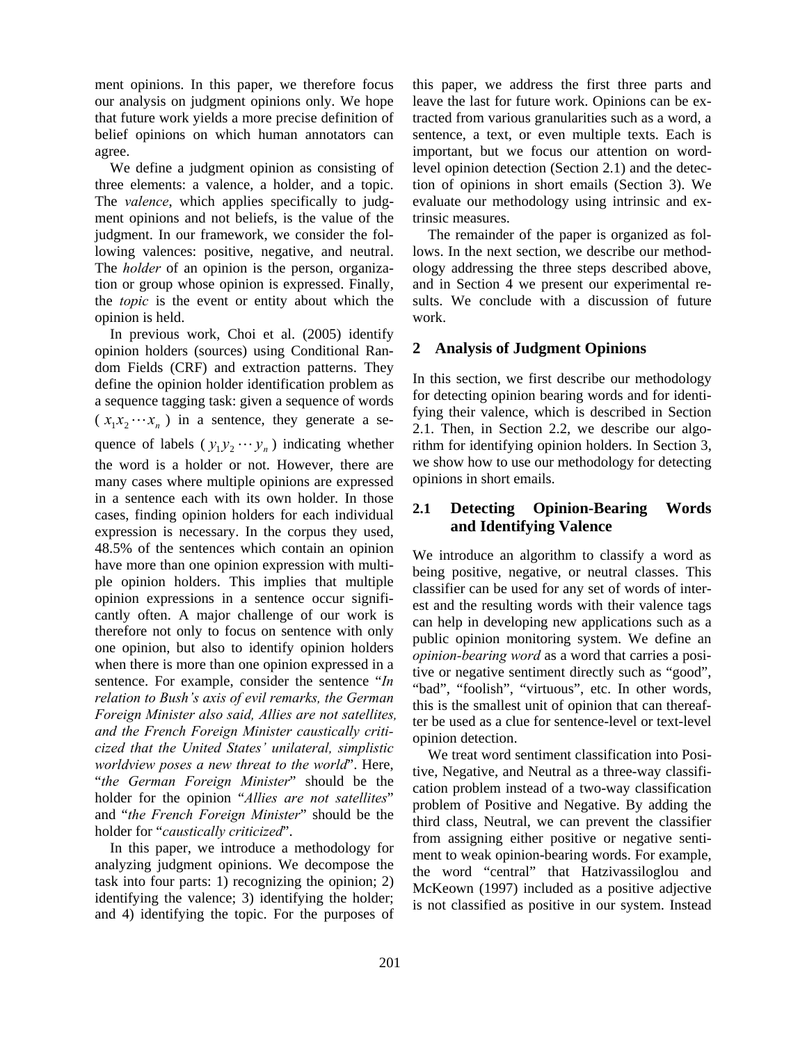ment opinions. In this paper, we therefore focus our analysis on judgment opinions only. We hope that future work yields a more precise definition of belief opinions on which human annotators can agree.

We define a judgment opinion as consisting of three elements: a valence, a holder, and a topic. The *valence*, which applies specifically to judgment opinions and not beliefs, is the value of the judgment. In our framework, we consider the following valences: positive, negative, and neutral. The *holder* of an opinion is the person, organization or group whose opinion is expressed. Finally, the *topic* is the event or entity about which the opinion is held.

In previous work, Choi et al. (2005) identify opinion holders (sources) using Conditional Random Fields (CRF) and extraction patterns. They define the opinion holder identification problem as a sequence tagging task: given a sequence of words ($x_1 x_2 \cdots x_n$) in a sentence, they generate a sequence of labels ($y_1 y_2 \cdots y_n$) indicating whether the word is a holder or not. However, there are many cases where multiple opinions are expressed in a sentence each with its own holder. In those cases, finding opinion holders for each individual expression is necessary. In the corpus they used, 48.5% of the sentences which contain an opinion have more than one opinion expression with multiple opinion holders. This implies that multiple opinion expressions in a sentence occur significantly often. A major challenge of our work is therefore not only to focus on sentence with only one opinion, but also to identify opinion holders when there is more than one opinion expressed in a sentence. For example, consider the sentence "*In relation to Bush's axis of evil remarks, the German Foreign Minister also said, Allies are not satellites, and the French Foreign Minister caustically criticized that the United States' unilateral, simplistic worldview poses a new threat to the world*". Here, "*the German Foreign Minister*" should be the holder for the opinion "*Allies are not satellites*" and "*the French Foreign Minister*" should be the holder for "*caustically criticized*".

In this paper, we introduce a methodology for analyzing judgment opinions. We decompose the task into four parts: 1) recognizing the opinion; 2) identifying the valence; 3) identifying the holder; and 4) identifying the topic. For the purposes of this paper, we address the first three parts and leave the last for future work. Opinions can be extracted from various granularities such as a word, a sentence, a text, or even multiple texts. Each is important, but we focus our attention on word-level opinion detection (Section 2.1) and the detection of opinions in short emails (Section 3). We evaluate our methodology using intrinsic and extrinsic measures.

The remainder of the paper is organized as follows. In the next section, we describe our methodology addressing the three steps described above, and in Section 4 we present our experimental results. We conclude with a discussion of future work.

## 2 Analysis of Judgment Opinions

In this section, we first describe our methodology for detecting opinion bearing words and for identifying their valence, which is described in Section 2.1. Then, in Section 2.2, we describe our algorithm for identifying opinion holders. In Section 3, we show how to use our methodology for detecting opinions in short emails.

### 2.1 Detecting Opinion-Bearing Words and Identifying Valence

We introduce an algorithm to classify a word as being positive, negative, or neutral classes. This classifier can be used for any set of words of interest and the resulting words with their valence tags can help in developing new applications such as a public opinion monitoring system. We define an *opinion-bearing word* as a word that carries a positive or negative sentiment directly such as "good", "bad", "foolish", "virtuous", etc. In other words, this is the smallest unit of opinion that can thereafter be used as a clue for sentence-level or text-level opinion detection.

We treat word sentiment classification into Positive, Negative, and Neutral as a three-way classification problem instead of a two-way classification problem of Positive and Negative. By adding the third class, Neutral, we can prevent the classifier from assigning either positive or negative sentiment to weak opinion-bearing words. For example, the word "central" that Hatzivassiloglou and McKeown (1997) included as a positive adjective is not classified as positive in our system. Instead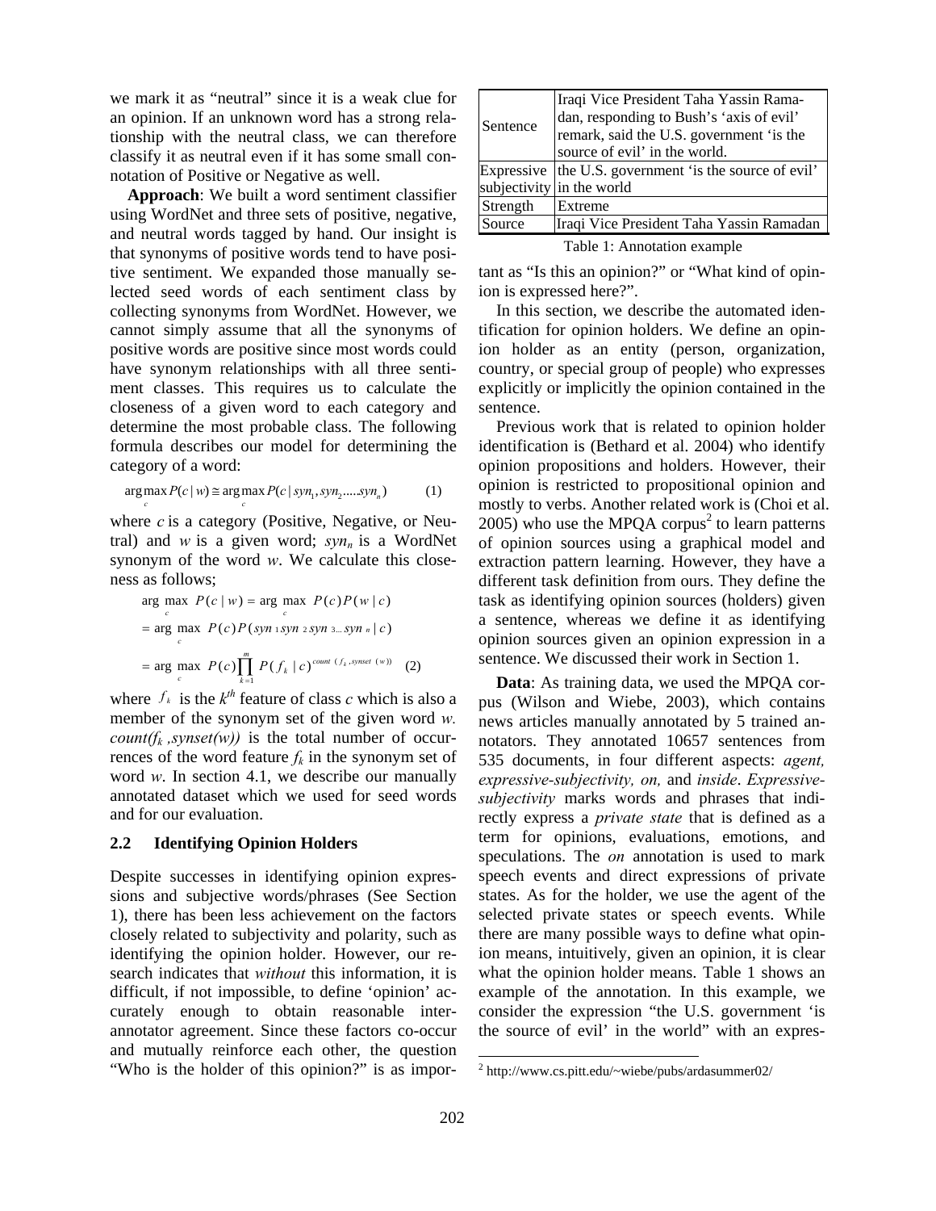we mark it as "neutral" since it is a weak clue for an opinion. If an unknown word has a strong relationship with the neutral class, we can therefore classify it as neutral even if it has some small connotation of Positive or Negative as well.

**Approach**: We built a word sentiment classifier using WordNet and three sets of positive, negative, and neutral words tagged by hand. Our insight is that synonyms of positive words tend to have positive sentiment. We expanded those manually selected seed words of each sentiment class by collecting synonyms from WordNet. However, we cannot simply assume that all the synonyms of positive words are positive since most words could have synonym relationships with all three sentiment classes. This requires us to calculate the closeness of a given word to each category and determine the most probable class. The following formula describes our model for determining the category of a word:

$$\arg\max_c P(c \mid w) \cong \arg\max_c P(c \mid syn_1, syn_2, \ldots, syn_n) \qquad (1)$$

where $c$ is a category (Positive, Negative, or Neutral) and $w$ is a given word; $syn_n$ is a WordNet synonym of the word $w$. We calculate this closeness as follows;

$$\begin{aligned} \arg\max_c P(c \mid w) &= \arg\max_c P(c)P(w \mid c) \\ &= \arg\max_c P(c)P(syn_1 syn_2 syn_3 \ldots syn_n \mid c) \\ &= \arg\max_c P(c)\prod_{k=1}^{m} P(f_k \mid c)^{count(f_k, synset(w))} \end{aligned} \qquad (2)$$

where $f_k$ is the $k^{th}$ feature of class $c$ which is also a member of the synonym set of the given word $w$. $count(f_k, synset(w))$ is the total number of occurrences of the word feature $f_k$ in the synonym set of word $w$. In section 4.1, we describe our manually annotated dataset which we used for seed words and for our evaluation.

### 2.2 Identifying Opinion Holders

Despite successes in identifying opinion expressions and subjective words/phrases (See Section 1), there has been less achievement on the factors closely related to subjectivity and polarity, such as identifying the opinion holder. However, our research indicates that *without* this information, it is difficult, if not impossible, to define 'opinion' accurately enough to obtain reasonable inter-annotator agreement. Since these factors co-occur and mutually reinforce each other, the question "Who is the holder of this opinion?" is as important as "Is this an opinion?" or "What kind of opinion is expressed here?".

| | |
|---|---|
| Sentence | Iraqi Vice President Taha Yassin Ramadan, responding to Bush's 'axis of evil' remark, said the U.S. government 'is the source of evil' in the world. |
| Expressive subjectivity | the U.S. government 'is the source of evil' in the world |
| Strength | Extreme |
| Source | Iraqi Vice President Taha Yassin Ramadan |

Table 1: Annotation example

In this section, we describe the automated identification for opinion holders. We define an opinion holder as an entity (person, organization, country, or special group of people) who expresses explicitly or implicitly the opinion contained in the sentence.

Previous work that is related to opinion holder identification is (Bethard et al. 2004) who identify opinion propositions and holders. However, their opinion is restricted to propositional opinion and mostly to verbs. Another related work is (Choi et al. 2005) who use the MPQA corpus[2] to learn patterns of opinion sources using a graphical model and extraction pattern learning. However, they have a different task definition from ours. They define the task as identifying opinion sources (holders) given a sentence, whereas we define it as identifying opinion sources given an opinion expression in a sentence. We discussed their work in Section 1.

**Data**: As training data, we used the MPQA corpus (Wilson and Wiebe, 2003), which contains news articles manually annotated by 5 trained annotators. They annotated 10657 sentences from 535 documents, in four different aspects: *agent, expressive-subjectivity, on,* and *inside*. *Expressive-subjectivity* marks words and phrases that indirectly express a *private state* that is defined as a term for opinions, evaluations, emotions, and speculations. The *on* annotation is used to mark speech events and direct expressions of private states. As for the holder, we use the agent of the selected private states or speech events. While there are many possible ways to define what opinion means, intuitively, given an opinion, it is clear what the opinion holder means. Table 1 shows an example of the annotation. In this example, we consider the expression "the U.S. government 'is the source of evil' in the world" with an expres-

[2] http://www.cs.pitt.edu/~wiebe/pubs/ardasummer02/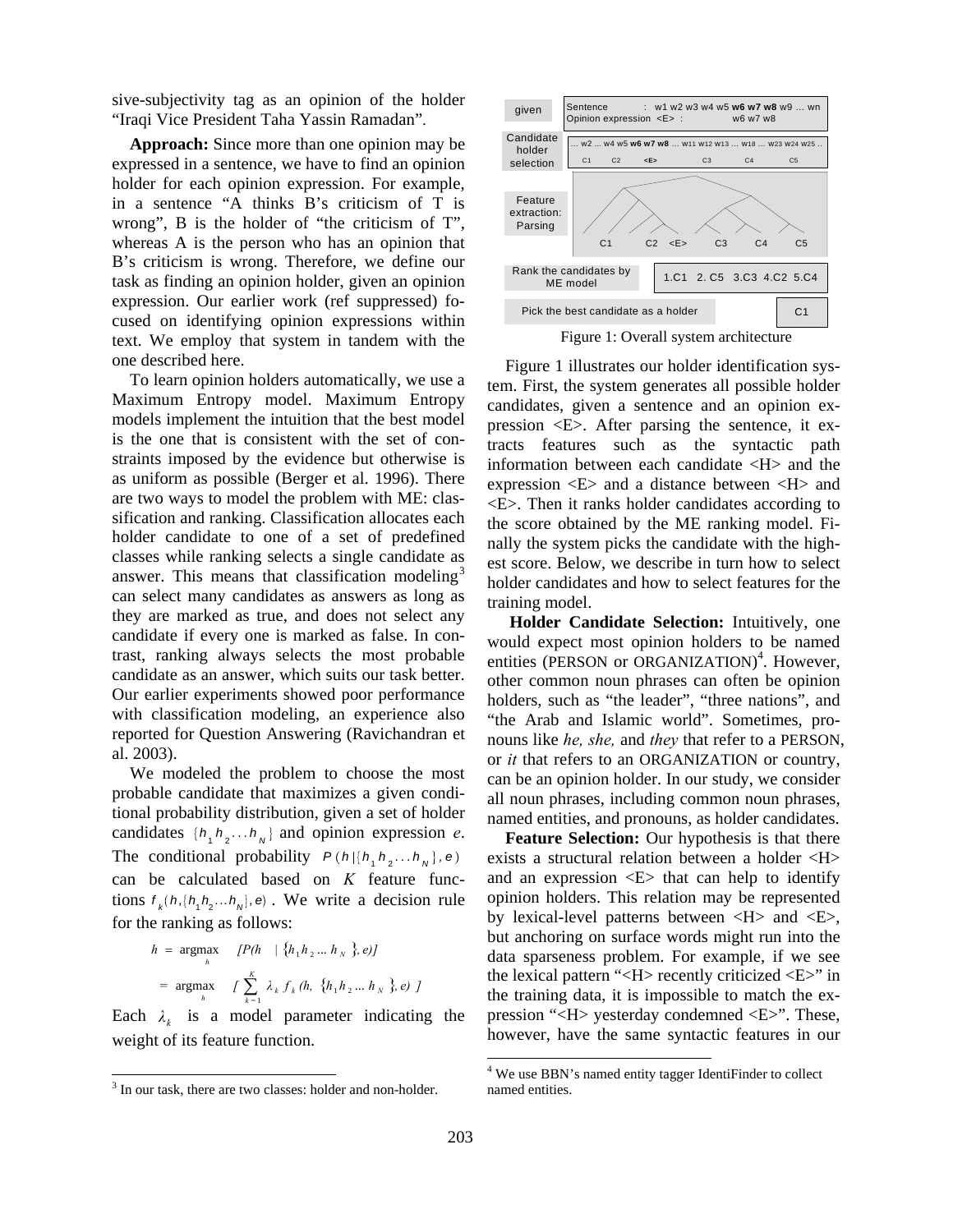sive-subjectivity tag as an opinion of the holder "Iraqi Vice President Taha Yassin Ramadan".

**Approach:** Since more than one opinion may be expressed in a sentence, we have to find an opinion holder for each opinion expression. For example, in a sentence "A thinks B's criticism of T is wrong", B is the holder of "the criticism of T", whereas A is the person who has an opinion that B's criticism is wrong. Therefore, we define our task as finding an opinion holder, given an opinion expression. Our earlier work (ref suppressed) focused on identifying opinion expressions within text. We employ that system in tandem with the one described here.

To learn opinion holders automatically, we use a Maximum Entropy model. Maximum Entropy models implement the intuition that the best model is the one that is consistent with the set of constraints imposed by the evidence but otherwise is as uniform as possible (Berger et al. 1996). There are two ways to model the problem with ME: classification and ranking. Classification allocates each holder candidate to one of a set of predefined classes while ranking selects a single candidate as answer. This means that classification modeling[3] can select many candidates as answers as long as they are marked as true, and does not select any candidate if every one is marked as false. In contrast, ranking always selects the most probable candidate as an answer, which suits our task better. Our earlier experiments showed poor performance with classification modeling, an experience also reported for Question Answering (Ravichandran et al. 2003).

We modeled the problem to choose the most probable candidate that maximizes a given conditional probability distribution, given a set of holder candidates $\{h_1 h_2 \ldots h_N\}$ and opinion expression *e*. The conditional probability $P(h \mid \{h_1 h_2 \ldots h_N\}, e)$ can be calculated based on *K* feature functions $f_k(h, \{h_1 h_2 \ldots h_N\}, e)$. We write a decision rule for the ranking as follows:

$$h = \operatorname*{argmax}_h \; [P(h \mid \{h_1 h_2 \ldots h_N\}, e)]$$

$$= \operatorname*{argmax}_h \; [\sum_{k=1}^{K} \lambda_k f_k(h, \{h_1 h_2 \ldots h_N\}, e)]$$

Each $\lambda_k$ is a model parameter indicating the weight of its feature function.

[3] In our task, there are two classes: holder and non-holder.

| Step | |
|---|---|
| given | Sentence : w1 w2 w3 w4 w5 **w6 w7 w8** w9 … wn<br>Opinion expression <E> : w6 w7 w8 |
| Candidate holder selection | … w2 … w4 w5 **w6 w7 w8** … w11 w12 w13 … w18 … w23 w24 w25 …<br>C1 C2 <E> C3 C4 C5 |
| Feature extraction: Parsing | C1 C2 <E> C3 C4 C5 (parse tree) |
| Rank the candidates by ME model | 1.C1 2. C5 3.C3 4.C2 5.C4 |
| Pick the best candidate as a holder | C1 |

Figure 1: Overall system architecture

Figure 1 illustrates our holder identification system. First, the system generates all possible holder candidates, given a sentence and an opinion expression <E>. After parsing the sentence, it extracts features such as the syntactic path information between each candidate <H> and the expression <E> and a distance between <H> and <E>. Then it ranks holder candidates according to the score obtained by the ME ranking model. Finally the system picks the candidate with the highest score. Below, we describe in turn how to select holder candidates and how to select features for the training model.

**Holder Candidate Selection:** Intuitively, one would expect most opinion holders to be named entities (PERSON or ORGANIZATION)[4]. However, other common noun phrases can often be opinion holders, such as "the leader", "three nations", and "the Arab and Islamic world". Sometimes, pronouns like *he, she,* and *they* that refer to a PERSON, or *it* that refers to an ORGANIZATION or country, can be an opinion holder. In our study, we consider all noun phrases, including common noun phrases, named entities, and pronouns, as holder candidates.

**Feature Selection:** Our hypothesis is that there exists a structural relation between a holder <H> and an expression <E> that can help to identify opinion holders. This relation may be represented by lexical-level patterns between <H> and <E>, but anchoring on surface words might run into the data sparseness problem. For example, if we see the lexical pattern "<H> recently criticized <E>" in the training data, it is impossible to match the expression "<H> yesterday condemned <E>". These, however, have the same syntactic features in our

[4] We use BBN's named entity tagger IdentiFinder to collect named entities.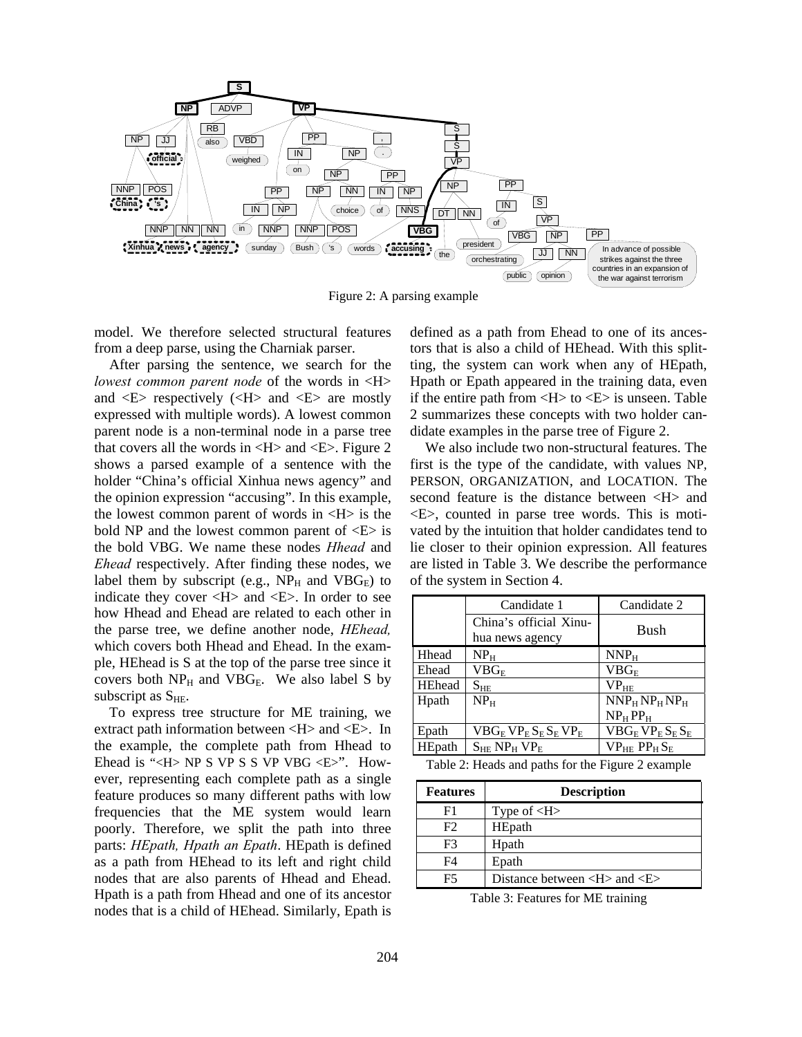Figure 2: A parsing example

model. We therefore selected structural features from a deep parse, using the Charniak parser.

After parsing the sentence, we search for the *lowest common parent node* of the words in <H> and <E> respectively (<H> and <E> are mostly expressed with multiple words). A lowest common parent node is a non-terminal node in a parse tree that covers all the words in <H> and <E>. Figure 2 shows a parsed example of a sentence with the holder "China's official Xinhua news agency" and the opinion expression "accusing". In this example, the lowest common parent of words in <H> is the bold NP and the lowest common parent of <E> is the bold VBG. We name these nodes *Hhead* and *Ehead* respectively. After finding these nodes, we label them by subscript (e.g., $NP_H$ and $VBG_E$) to indicate they cover <H> and <E>. In order to see how Hhead and Ehead are related to each other in the parse tree, we define another node, *HEhead,* which covers both Hhead and Ehead. In the example, HEhead is S at the top of the parse tree since it covers both $NP_H$ and $VBG_E$. We also label S by subscript as $S_{HE}$.

To express tree structure for ME training, we extract path information between <H> and <E>. In the example, the complete path from Hhead to Ehead is "<H> NP S VP S S VP VBG <E>". However, representing each complete path as a single feature produces so many different paths with low frequencies that the ME system would learn poorly. Therefore, we split the path into three parts: *HEpath, Hpath an Epath*. HEpath is defined as a path from HEhead to its left and right child nodes that are also parents of Hhead and Ehead. Hpath is a path from Hhead and one of its ancestor nodes that is a child of HEhead. Similarly, Epath is defined as a path from Ehead to one of its ancestors that is also a child of HEhead. With this splitting, the system can work when any of HEpath, Hpath or Epath appeared in the training data, even if the entire path from <H> to <E> is unseen. Table 2 summarizes these concepts with two holder candidate examples in the parse tree of Figure 2.

We also include two non-structural features. The first is the type of the candidate, with values NP, PERSON, ORGANIZATION, and LOCATION. The second feature is the distance between <H> and <E>, counted in parse tree words. This is motivated by the intuition that holder candidates tend to lie closer to their opinion expression. All features are listed in Table 3. We describe the performance of the system in Section 4.

| | Candidate 1 | Candidate 2 |
|---|---|---|
| | China's official Xinhua news agency | Bush |
| Hhead | $NP_H$ | $NNP_H$ |
| Ehead | $VBG_E$ | $VBG_E$ |
| HEhead | $S_{HE}$ | $VP_{HE}$ |
| Hpath | $NP_H$ | $NNP_H$ $NP_H$ $NP_H$ $NP_H$ $PP_H$ |
| Epath | $VBG_E$ $VP_E$ $S_E$ $S_E$ $VP_E$ | $VBG_E$ $VP_E$ $S_E$ $S_E$ |
| HEpath | $S_{HE}$ $NP_H$ $VP_E$ | $VP_{HE}$ $PP_H$ $S_E$ |

Table 2: Heads and paths for the Figure 2 example

| Features | Description |
|---|---|
| F1 | Type of <H> |
| F2 | HEpath |
| F3 | Hpath |
| F4 | Epath |
| F5 | Distance between <H> and <E> |

Table 3: Features for ME training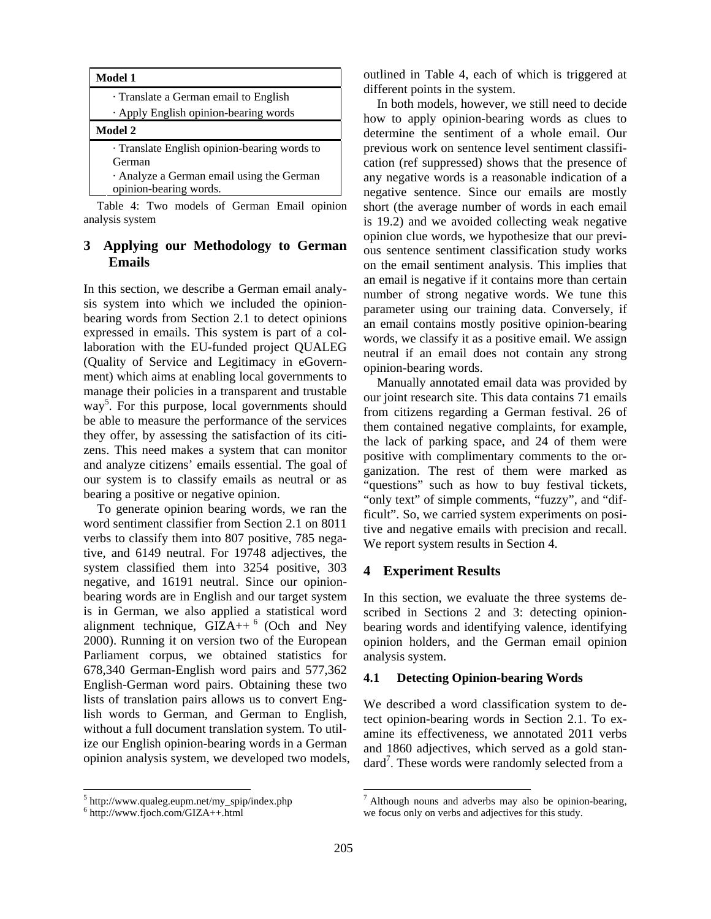| Model 1 |
| --- |
| · Translate a German email to English |
| · Apply English opinion-bearing words |
| **Model 2** |
| · Translate English opinion-bearing words to German |
| · Analyze a German email using the German opinion-bearing words. |

Table 4: Two models of German Email opinion analysis system

## 3 Applying our Methodology to German Emails

In this section, we describe a German email analysis system into which we included the opinion-bearing words from Section 2.1 to detect opinions expressed in emails. This system is part of a collaboration with the EU-funded project QUALEG (Quality of Service and Legitimacy in eGovernment) which aims at enabling local governments to manage their policies in a transparent and trustable way[5]. For this purpose, local governments should be able to measure the performance of the services they offer, by assessing the satisfaction of its citizens. This need makes a system that can monitor and analyze citizens' emails essential. The goal of our system is to classify emails as neutral or as bearing a positive or negative opinion.

To generate opinion bearing words, we ran the word sentiment classifier from Section 2.1 on 8011 verbs to classify them into 807 positive, 785 negative, and 6149 neutral. For 19748 adjectives, the system classified them into 3254 positive, 303 negative, and 16191 neutral. Since our opinion-bearing words are in English and our target system is in German, we also applied a statistical word alignment technique, GIZA++ [6] (Och and Ney 2000). Running it on version two of the European Parliament corpus, we obtained statistics for 678,340 German-English word pairs and 577,362 English-German word pairs. Obtaining these two lists of translation pairs allows us to convert English words to German, and German to English, without a full document translation system. To utilize our English opinion-bearing words in a German opinion analysis system, we developed two models, outlined in Table 4, each of which is triggered at different points in the system.

In both models, however, we still need to decide how to apply opinion-bearing words as clues to determine the sentiment of a whole email. Our previous work on sentence level sentiment classification (ref suppressed) shows that the presence of any negative words is a reasonable indication of a negative sentence. Since our emails are mostly short (the average number of words in each email is 19.2) and we avoided collecting weak negative opinion clue words, we hypothesize that our previous sentence sentiment classification study works on the email sentiment analysis. This implies that an email is negative if it contains more than certain number of strong negative words. We tune this parameter using our training data. Conversely, if an email contains mostly positive opinion-bearing words, we classify it as a positive email. We assign neutral if an email does not contain any strong opinion-bearing words.

Manually annotated email data was provided by our joint research site. This data contains 71 emails from citizens regarding a German festival. 26 of them contained negative complaints, for example, the lack of parking space, and 24 of them were positive with complimentary comments to the organization. The rest of them were marked as "questions" such as how to buy festival tickets, "only text" of simple comments, "fuzzy", and "difficult". So, we carried system experiments on positive and negative emails with precision and recall. We report system results in Section 4.

## 4 Experiment Results

In this section, we evaluate the three systems described in Sections 2 and 3: detecting opinion-bearing words and identifying valence, identifying opinion holders, and the German email opinion analysis system.

### 4.1 Detecting Opinion-bearing Words

We described a word classification system to detect opinion-bearing words in Section 2.1. To examine its effectiveness, we annotated 2011 verbs and 1860 adjectives, which served as a gold standard[7]. These words were randomly selected from a

[5] http://www.qualeg.eupm.net/my_spip/index.php

[6] http://www.fjoch.com/GIZA++.html

[7] Although nouns and adverbs may also be opinion-bearing, we focus only on verbs and adjectives for this study.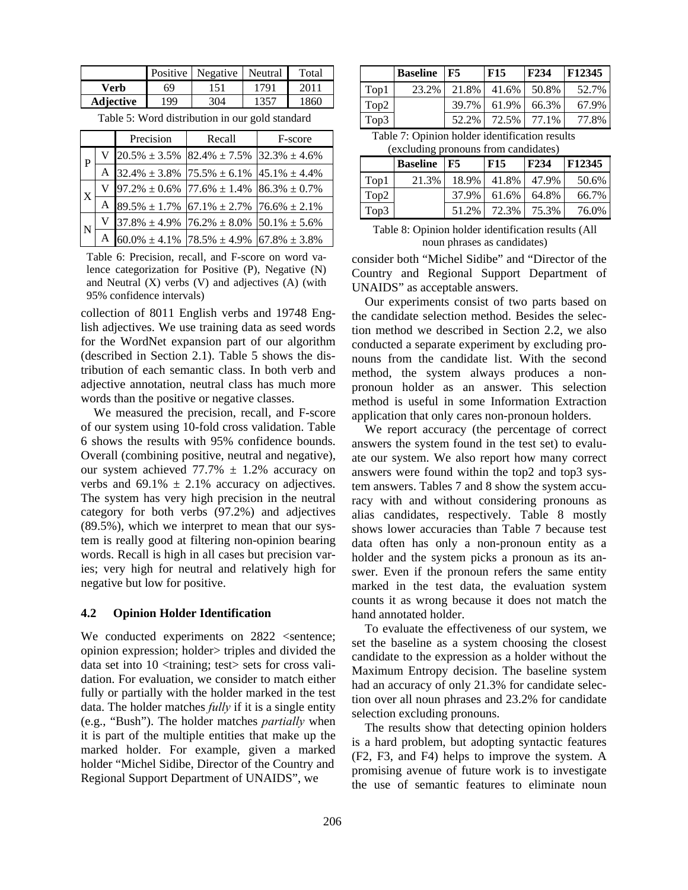| | Positive | Negative | Neutral | Total |
|---|---|---|---|---|
| **Verb** | 69 | 151 | 1791 | 2011 |
| **Adjective** | 199 | 304 | 1357 | 1860 |

Table 5: Word distribution in our gold standard

| | | Precision | Recall | F-score |
|---|---|---|---|---|
| P | V | 20.5% ± 3.5% | 82.4% ± 7.5% | 32.3% ± 4.6% |
| | A | 32.4% ± 3.8% | 75.5% ± 6.1% | 45.1% ± 4.4% |
| X | V | 97.2% ± 0.6% | 77.6% ± 1.4% | 86.3% ± 0.7% |
| | A | 89.5% ± 1.7% | 67.1% ± 2.7% | 76.6% ± 2.1% |
| N | V | 37.8% ± 4.9% | 76.2% ± 8.0% | 50.1% ± 5.6% |
| | A | 60.0% ± 4.1% | 78.5% ± 4.9% | 67.8% ± 3.8% |

Table 6: Precision, recall, and F-score on word valence categorization for Positive (P), Negative (N) and Neutral (X) verbs (V) and adjectives (A) (with 95% confidence intervals)

collection of 8011 English verbs and 19748 English adjectives. We use training data as seed words for the WordNet expansion part of our algorithm (described in Section 2.1). Table 5 shows the distribution of each semantic class. In both verb and adjective annotation, neutral class has much more words than the positive or negative classes.

We measured the precision, recall, and F-score of our system using 10-fold cross validation. Table 6 shows the results with 95% confidence bounds. Overall (combining positive, neutral and negative), our system achieved 77.7% ± 1.2% accuracy on verbs and 69.1% ± 2.1% accuracy on adjectives. The system has very high precision in the neutral category for both verbs (97.2%) and adjectives (89.5%), which we interpret to mean that our system is really good at filtering non-opinion bearing words. Recall is high in all cases but precision varies; very high for neutral and relatively high for negative but low for positive.

### 4.2 Opinion Holder Identification

We conducted experiments on 2822 <sentence; opinion expression; holder> triples and divided the data set into 10 <training; test> sets for cross validation. For evaluation, we consider to match either fully or partially with the holder marked in the test data. The holder matches *fully* if it is a single entity (e.g., "Bush"). The holder matches *partially* when it is part of the multiple entities that make up the marked holder. For example, given a marked holder "Michel Sidibe, Director of the Country and Regional Support Department of UNAIDS", we consider both "Michel Sidibe" and "Director of the Country and Regional Support Department of UNAIDS" as acceptable answers.

| | **Baseline** | **F5** | **F15** | **F234** | **F12345** |
|---|---|---|---|---|---|
| Top1 | 23.2% | 21.8% | 41.6% | 50.8% | 52.7% |
| Top2 | | 39.7% | 61.9% | 66.3% | 67.9% |
| Top3 | | 52.2% | 72.5% | 77.1% | 77.8% |

Table 7: Opinion holder identification results (excluding pronouns from candidates)

| | **Baseline** | **F5** | **F15** | **F234** | **F12345** |
|---|---|---|---|---|---|
| Top1 | 21.3% | 18.9% | 41.8% | 47.9% | 50.6% |
| Top2 | | 37.9% | 61.6% | 64.8% | 66.7% |
| Top3 | | 51.2% | 72.3% | 75.3% | 76.0% |

Table 8: Opinion holder identification results (All noun phrases as candidates)

Our experiments consist of two parts based on the candidate selection method. Besides the selection method we described in Section 2.2, we also conducted a separate experiment by excluding pronouns from the candidate list. With the second method, the system always produces a non-pronoun holder as an answer. This selection method is useful in some Information Extraction application that only cares non-pronoun holders.

We report accuracy (the percentage of correct answers the system found in the test set) to evaluate our system. We also report how many correct answers were found within the top2 and top3 system answers. Tables 7 and 8 show the system accuracy with and without considering pronouns as alias candidates, respectively. Table 8 mostly shows lower accuracies than Table 7 because test data often has only a non-pronoun entity as a holder and the system picks a pronoun as its answer. Even if the pronoun refers the same entity marked in the test data, the evaluation system counts it as wrong because it does not match the hand annotated holder.

To evaluate the effectiveness of our system, we set the baseline as a system choosing the closest candidate to the expression as a holder without the Maximum Entropy decision. The baseline system had an accuracy of only 21.3% for candidate selection over all noun phrases and 23.2% for candidate selection excluding pronouns.

The results show that detecting opinion holders is a hard problem, but adopting syntactic features (F2, F3, and F4) helps to improve the system. A promising avenue of future work is to investigate the use of semantic features to eliminate noun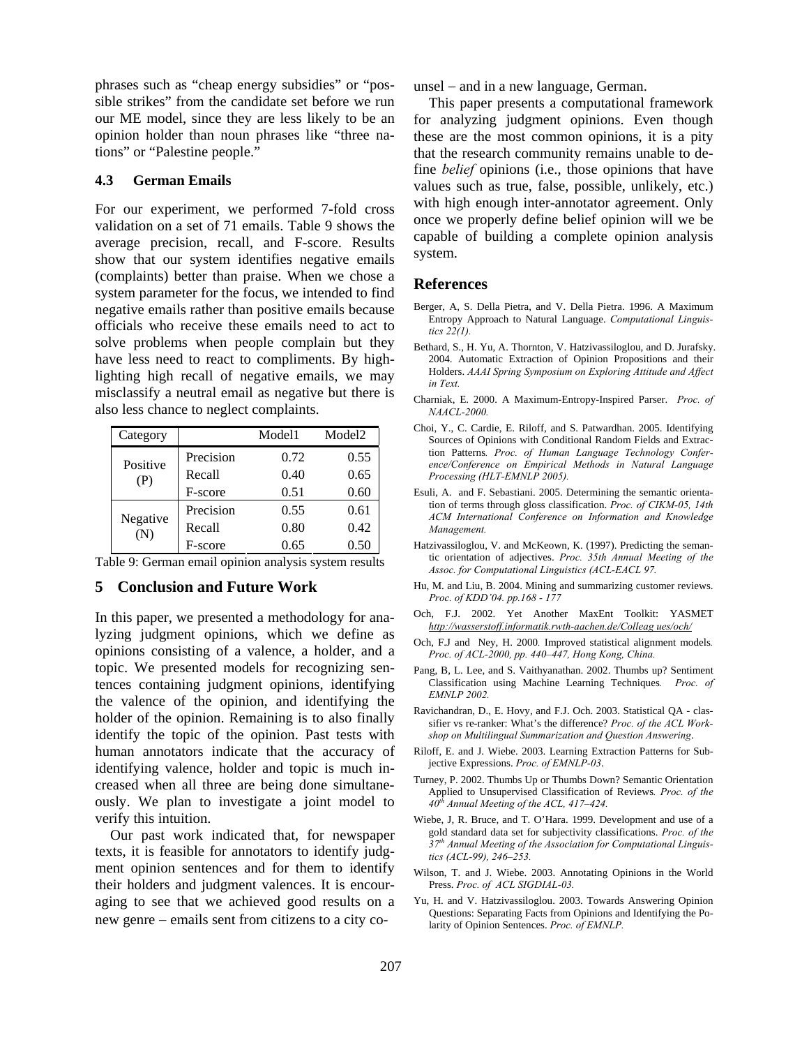phrases such as "cheap energy subsidies" or "possible strikes" from the candidate set before we run our ME model, since they are less likely to be an opinion holder than noun phrases like "three nations" or "Palestine people."

### 4.3 German Emails

For our experiment, we performed 7-fold cross validation on a set of 71 emails. Table 9 shows the average precision, recall, and F-score. Results show that our system identifies negative emails (complaints) better than praise. When we chose a system parameter for the focus, we intended to find negative emails rather than positive emails because officials who receive these emails need to act to solve problems when people complain but they have less need to react to compliments. By highlighting high recall of negative emails, we may misclassify a neutral email as negative but there is also less chance to neglect complaints.

| Category | | Model1 | Model2 |
|---|---|---|---|
| Positive (P) | Precision | 0.72 | 0.55 |
| | Recall | 0.40 | 0.65 |
| | F-score | 0.51 | 0.60 |
| Negative (N) | Precision | 0.55 | 0.61 |
| | Recall | 0.80 | 0.42 |
| | F-score | 0.65 | 0.50 |

Table 9: German email opinion analysis system results

## 5 Conclusion and Future Work

In this paper, we presented a methodology for analyzing judgment opinions, which we define as opinions consisting of a valence, a holder, and a topic. We presented models for recognizing sentences containing judgment opinions, identifying the valence of the opinion, and identifying the holder of the opinion. Remaining is to also finally identify the topic of the opinion. Past tests with human annotators indicate that the accuracy of identifying valence, holder and topic is much increased when all three are being done simultaneously. We plan to investigate a joint model to verify this intuition.

Our past work indicated that, for newspaper texts, it is feasible for annotators to identify judgment opinion sentences and for them to identify their holders and judgment valences. It is encouraging to see that we achieved good results on a new genre – emails sent from citizens to a city counsel – and in a new language, German.

This paper presents a computational framework for analyzing judgment opinions. Even though these are the most common opinions, it is a pity that the research community remains unable to define *belief* opinions (i.e., those opinions that have values such as true, false, possible, unlikely, etc.) with high enough inter-annotator agreement. Only once we properly define belief opinion will we be capable of building a complete opinion analysis system.

## References

Berger, A, S. Della Pietra, and V. Della Pietra. 1996. A Maximum Entropy Approach to Natural Language. *Computational Linguistics 22(1).*

Bethard, S., H. Yu, A. Thornton, V. Hatzivassiloglou, and D. Jurafsky. 2004. Automatic Extraction of Opinion Propositions and their Holders. *AAAI Spring Symposium on Exploring Attitude and Affect in Text.*

Charniak, E. 2000. A Maximum-Entropy-Inspired Parser. *Proc. of NAACL-2000.*

Choi, Y., C. Cardie, E. Riloff, and S. Patwardhan. 2005. Identifying Sources of Opinions with Conditional Random Fields and Extraction Patterns*. Proc. of Human Language Technology Conference/Conference on Empirical Methods in Natural Language Processing (HLT-EMNLP 2005).*

Esuli, A. and F. Sebastiani. 2005. Determining the semantic orientation of terms through gloss classification. *Proc. of CIKM-05, 14th ACM International Conference on Information and Knowledge Management.*

Hatzivassiloglou, V. and McKeown, K. (1997). Predicting the semantic orientation of adjectives. *Proc. 35th Annual Meeting of the Assoc. for Computational Linguistics (ACL-EACL 97.*

Hu, M. and Liu, B. 2004. Mining and summarizing customer reviews. *Proc. of KDD'04. pp.168 - 177*

Och, F.J. 2002. Yet Another MaxEnt Toolkit: YASMET *http://wasserstoff.informatik.rwth-aachen.de/Colleag ues/och/*

Och, F.J and Ney, H. 2000*.* Improved statistical alignment models*. Proc. of ACL-2000, pp. 440–447, Hong Kong, China.*

Pang, B, L. Lee, and S. Vaithyanathan. 2002. Thumbs up? Sentiment Classification using Machine Learning Techniques*. Proc. of EMNLP 2002.*

Ravichandran, D., E. Hovy, and F.J. Och. 2003. Statistical QA - classifier vs re-ranker: What's the difference? *Proc. of the ACL Workshop on Multilingual Summarization and Question Answering*.

Riloff, E. and J. Wiebe. 2003. Learning Extraction Patterns for Subjective Expressions. *Proc. of EMNLP-03*.

Turney, P. 2002. Thumbs Up or Thumbs Down? Semantic Orientation Applied to Unsupervised Classification of Reviews*. Proc. of the 40th Annual Meeting of the ACL, 417–424.*

Wiebe, J, R. Bruce, and T. O'Hara. 1999. Development and use of a gold standard data set for subjectivity classifications. *Proc. of the 37th Annual Meeting of the Association for Computational Linguistics (ACL-99), 246–253.*

Wilson, T. and J. Wiebe. 2003. Annotating Opinions in the World Press. *Proc. of ACL SIGDIAL-03.*

Yu, H. and V. Hatzivassiloglou. 2003. Towards Answering Opinion Questions: Separating Facts from Opinions and Identifying the Polarity of Opinion Sentences. *Proc. of EMNLP.*